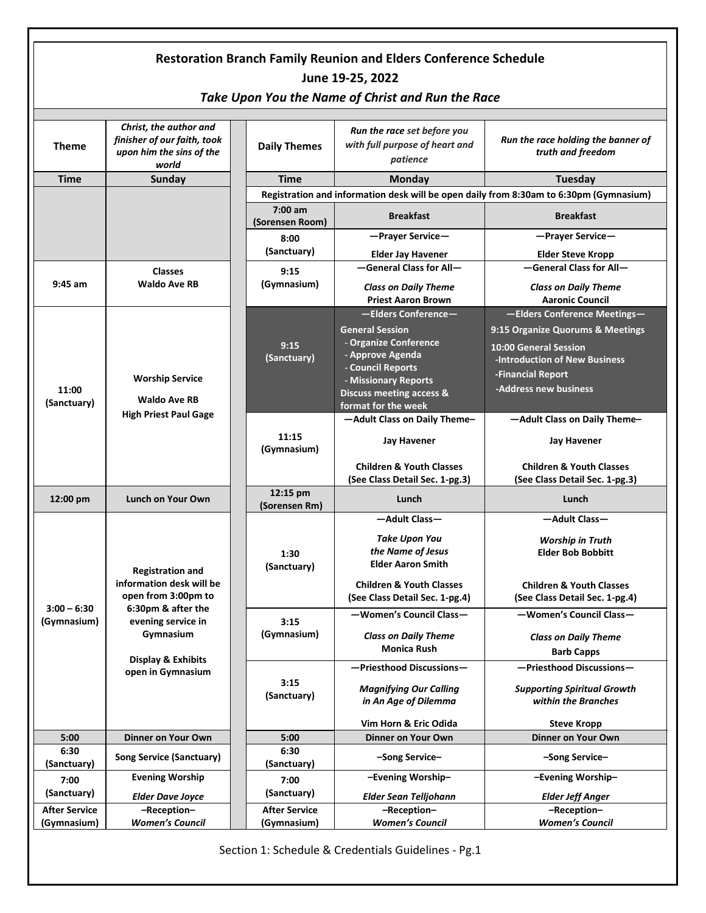# Restoration Branch Family Reunion and Elders Conference Schedule

## June 19-25, 2022

### *Take Upon You the Name of Christ and Run the Race*

| Theme | *Christ, the author and finisher of our faith, took upon him the sins of the world* |
|---|---|
| **Time** | **Sunday** |
| 9:45 am | **Classes** **Waldo Ave RB** |
| 11:00 (Sanctuary) | **Worship Service** **Waldo Ave RB** **High Priest Paul Gage** |
| 12:00 pm | **Lunch on Your Own** |
| 3:00 – 6:30 (Gymnasium) | **Registration and information desk will be open from 3:00pm to 6:30pm & after the evening service in Gymnasium** **Display & Exhibits open in Gymnasium** |
| 5:00 | **Dinner on Your Own** |
| 6:30 (Sanctuary) | **Song Service (Sanctuary)** |
| 7:00 (Sanctuary) | **Evening Worship** *Elder Dave Joyce* |
| After Service (Gymnasium) | **–Reception–** *Women's Council* |

| Daily Themes | *Run the race set before you with full purpose of heart and patience* | *Run the race holding the banner of truth and freedom* |
|---|---|---|
| **Time** | **Monday** | **Tuesday** |
| | **Registration and information desk will be open daily from 8:30am to 6:30pm (Gymnasium)** | |
| 7:00 am (Sorensen Room) | **Breakfast** | **Breakfast** |
| 8:00 (Sanctuary) | **—Prayer Service—** **Elder Jay Havener** | **—Prayer Service—** **Elder Steve Kropp** |
| 9:15 (Gymnasium) | **—General Class for All—** *Class on Daily Theme* **Priest Aaron Brown** | **—General Class for All—** *Class on Daily Theme* **Aaronic Council** |
| 9:15 (Sanctuary) | **—Elders Conference—** **General Session** - Organize Conference - Approve Agenda - Council Reports - Missionary Reports **Discuss meeting access & format for the week** | **—Elders Conference Meetings—** **9:15 Organize Quorums & Meetings** **10:00 General Session** -Introduction of New Business -Financial Report -Address new business |
| 11:15 (Gymnasium) | **—Adult Class on Daily Theme–** **Jay Havener** **Children & Youth Classes (See Class Detail Sec. 1-pg.3)** | **—Adult Class on Daily Theme–** **Jay Havener** **Children & Youth Classes (See Class Detail Sec. 1-pg.3)** |
| 12:15 pm (Sorensen Rm) | **Lunch** | **Lunch** |
| 1:30 (Sanctuary) | **—Adult Class—** *Take Upon You the Name of Jesus* **Elder Aaron Smith** **Children & Youth Classes (See Class Detail Sec. 1-pg.4)** | **—Adult Class—** *Worship in Truth* **Elder Bob Bobbitt** **Children & Youth Classes (See Class Detail Sec. 1-pg.4)** |
| 3:15 (Gymnasium) | **—Women's Council Class—** *Class on Daily Theme* **Monica Rush** | **—Women's Council Class—** *Class on Daily Theme* **Barb Capps** |
| 3:15 (Sanctuary) | **—Priesthood Discussions—** *Magnifying Our Calling in An Age of Dilemma* **Vim Horn & Eric Odida** | **—Priesthood Discussions—** *Supporting Spiritual Growth within the Branches* **Steve Kropp** |
| 5:00 | **Dinner on Your Own** | **Dinner on Your Own** |
| 6:30 (Sanctuary) | **–Song Service–** | **–Song Service–** |
| 7:00 (Sanctuary) | **–Evening Worship–** *Elder Sean Telljohann* | **–Evening Worship–** *Elder Jeff Anger* |
| After Service (Gymnasium) | **–Reception–** *Women's Council* | **–Reception–** *Women's Council* |

Section 1: Schedule & Credentials Guidelines - Pg.1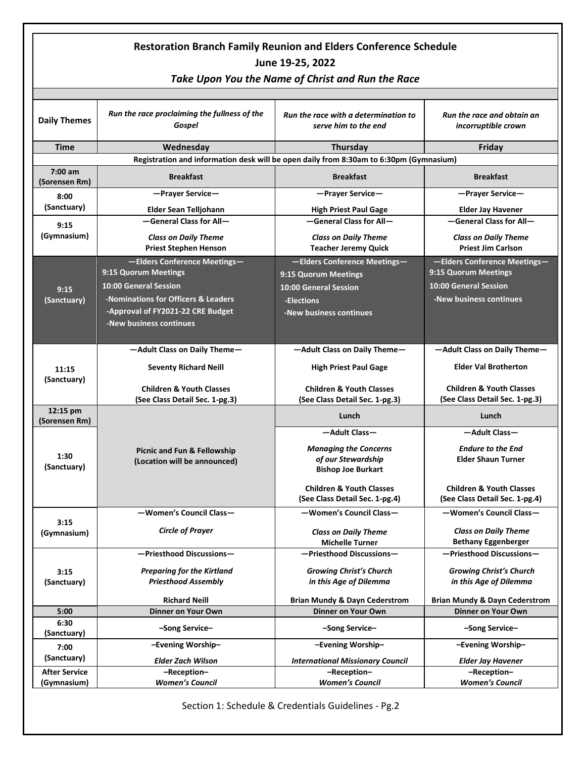# Restoration Branch Family Reunion and Elders Conference Schedule

## June 19-25, 2022

### *Take Upon You the Name of Christ and Run the Race*

| **Daily Themes** | *Run the race proclaiming the fullness of the Gospel* | *Run the race with a determination to serve him to the end* | *Run the race and obtain an incorruptible crown* |
|---|---|---|---|
| **Time** | **Wednesday** | **Thursday** | **Friday** |
| | **Registration and information desk will be open daily from 8:30am to 6:30pm (Gymnasium)** | | |
| **7:00 am (Sorensen Rm)** | **Breakfast** | **Breakfast** | **Breakfast** |
| **8:00 (Sanctuary)** | **—Prayer Service—** **Elder Sean Telljohann** | **—Prayer Service—** **High Priest Paul Gage** | **—Prayer Service—** **Elder Jay Havener** |
| **9:15 (Gymnasium)** | **—General Class for All—** ***Class on Daily Theme*** **Priest Stephen Henson** | **—General Class for All—** ***Class on Daily Theme*** **Teacher Jeremy Quick** | **—General Class for All—** ***Class on Daily Theme*** **Priest Jim Carlson** |
| **9:15 (Sanctuary)** | **—Elders Conference Meetings—** **9:15 Quorum Meetings** **10:00 General Session** **-Nominations for Officers & Leaders** **-Approval of FY2021-22 CRE Budget** **-New business continues** | **—Elders Conference Meetings—** **9:15 Quorum Meetings** **10:00 General Session** **-Elections** **-New business continues** | **—Elders Conference Meetings—** **9:15 Quorum Meetings** **10:00 General Session** **-New business continues** |
| **11:15 (Sanctuary)** | **—Adult Class on Daily Theme—** **Seventy Richard Neill** **Children & Youth Classes (See Class Detail Sec. 1-pg.3)** | **—Adult Class on Daily Theme—** **High Priest Paul Gage** **Children & Youth Classes (See Class Detail Sec. 1-pg.3)** | **—Adult Class on Daily Theme—** **Elder Val Brotherton** **Children & Youth Classes (See Class Detail Sec. 1-pg.3)** |
| **12:15 pm (Sorensen Rm)** | **Picnic and Fun & Fellowship (Location will be announced)** | **Lunch** | **Lunch** |
| **1:30 (Sanctuary)** | | **—Adult Class—** ***Managing the Concerns of our Stewardship*** **Bishop Joe Burkart** **Children & Youth Classes (See Class Detail Sec. 1-pg.4)** | **—Adult Class—** ***Endure to the End*** **Elder Shaun Turner** **Children & Youth Classes (See Class Detail Sec. 1-pg.4)** |
| **3:15 (Gymnasium)** | **—Women's Council Class—** ***Circle of Prayer*** | **—Women's Council Class—** ***Class on Daily Theme*** **Michelle Turner** | **—Women's Council Class—** ***Class on Daily Theme*** **Bethany Eggenberger** |
| **3:15 (Sanctuary)** | **—Priesthood Discussions—** ***Preparing for the Kirtland Priesthood Assembly*** **Richard Neill** | **—Priesthood Discussions—** ***Growing Christ's Church in this Age of Dilemma*** **Brian Mundy & Dayn Cederstrom** | **—Priesthood Discussions—** ***Growing Christ's Church in this Age of Dilemma*** **Brian Mundy & Dayn Cederstrom** |
| **5:00** | **Dinner on Your Own** | **Dinner on Your Own** | **Dinner on Your Own** |
| **6:30 (Sanctuary)** | **–Song Service–** | **–Song Service–** | **–Song Service–** |
| **7:00 (Sanctuary)** | **–Evening Worship–** ***Elder Zach Wilson*** | **–Evening Worship–** ***International Missionary Council*** | **–Evening Worship–** ***Elder Jay Havener*** |
| **After Service (Gymnasium)** | **–Reception–** ***Women's Council*** | **–Reception–** ***Women's Council*** | **–Reception–** ***Women's Council*** |

Section 1: Schedule & Credentials Guidelines - Pg.2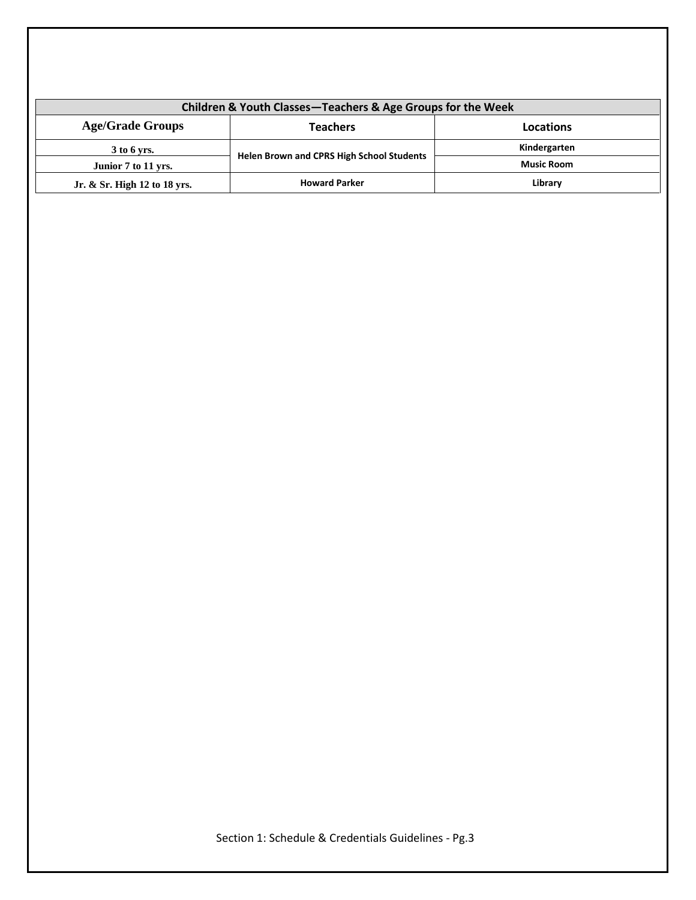| Children & Youth Classes—Teachers & Age Groups for the Week | | |
|---|---|---|
| **Age/Grade Groups** | **Teachers** | **Locations** |
| 3 to 6 yrs. | Helen Brown and CPRS High School Students | Kindergarten |
| Junior 7 to 11 yrs. | | Music Room |
| Jr. & Sr. High 12 to 18 yrs. | Howard Parker | Library |

Section 1: Schedule & Credentials Guidelines - Pg.3